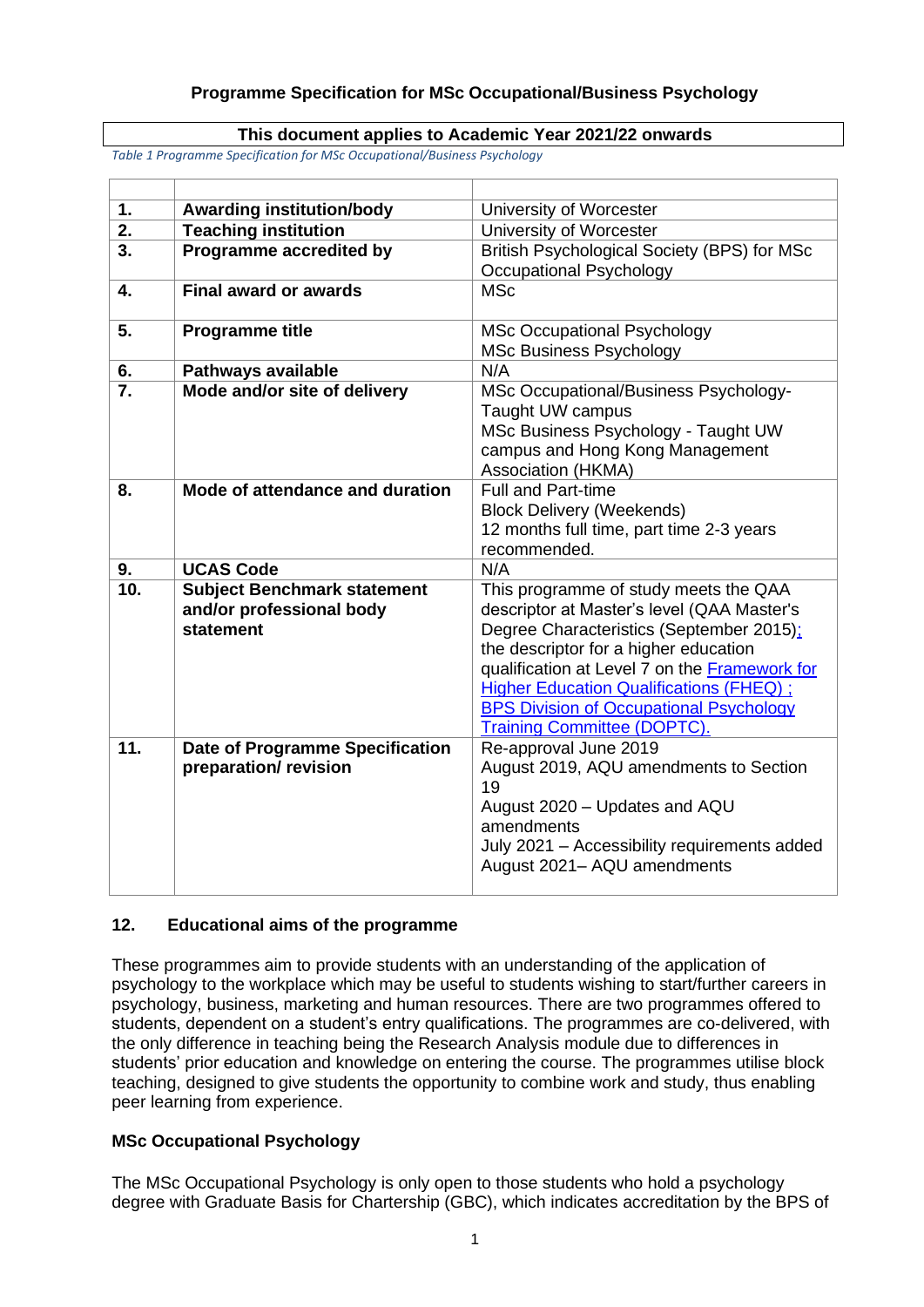# Programme Specification for MSc Occupational/Business Psychology

| This document applies to Academic Year 2021/22 onwards |
|---|

*Table 1 Programme Specification for MSc Occupational/Business Psychology*

| | | |
|---|---|---|
| **1.** | **Awarding institution/body** | University of Worcester |
| **2.** | **Teaching institution** | University of Worcester |
| **3.** | **Programme accredited by** | British Psychological Society (BPS) for MSc Occupational Psychology |
| **4.** | **Final award or awards** | MSc |
| **5.** | **Programme title** | MSc Occupational Psychology<br>MSc Business Psychology |
| **6.** | **Pathways available** | N/A |
| **7.** | **Mode and/or site of delivery** | MSc Occupational/Business Psychology- Taught UW campus<br>MSc Business Psychology - Taught UW campus and Hong Kong Management Association (HKMA) |
| **8.** | **Mode of attendance and duration** | Full and Part-time<br>Block Delivery (Weekends)<br>12 months full time, part time 2-3 years recommended. |
| **9.** | **UCAS Code** | N/A |
| **10.** | **Subject Benchmark statement and/or professional body statement** | This programme of study meets the QAA descriptor at Master's level (QAA Master's Degree Characteristics (September 2015); the descriptor for a higher education qualification at Level 7 on the Framework for Higher Education Qualifications (FHEQ) ; BPS Division of Occupational Psychology Training Committee (DOPTC). |
| **11.** | **Date of Programme Specification preparation/ revision** | Re-approval June 2019<br>August 2019, AQU amendments to Section 19<br>August 2020 – Updates and AQU amendments<br>July 2021 – Accessibility requirements added<br>August 2021– AQU amendments |

## 12. Educational aims of the programme

These programmes aim to provide students with an understanding of the application of psychology to the workplace which may be useful to students wishing to start/further careers in psychology, business, marketing and human resources. There are two programmes offered to students, dependent on a student's entry qualifications. The programmes are co-delivered, with the only difference in teaching being the Research Analysis module due to differences in students' prior education and knowledge on entering the course. The programmes utilise block teaching, designed to give students the opportunity to combine work and study, thus enabling peer learning from experience.

### MSc Occupational Psychology

The MSc Occupational Psychology is only open to those students who hold a psychology degree with Graduate Basis for Chartership (GBC), which indicates accreditation by the BPS of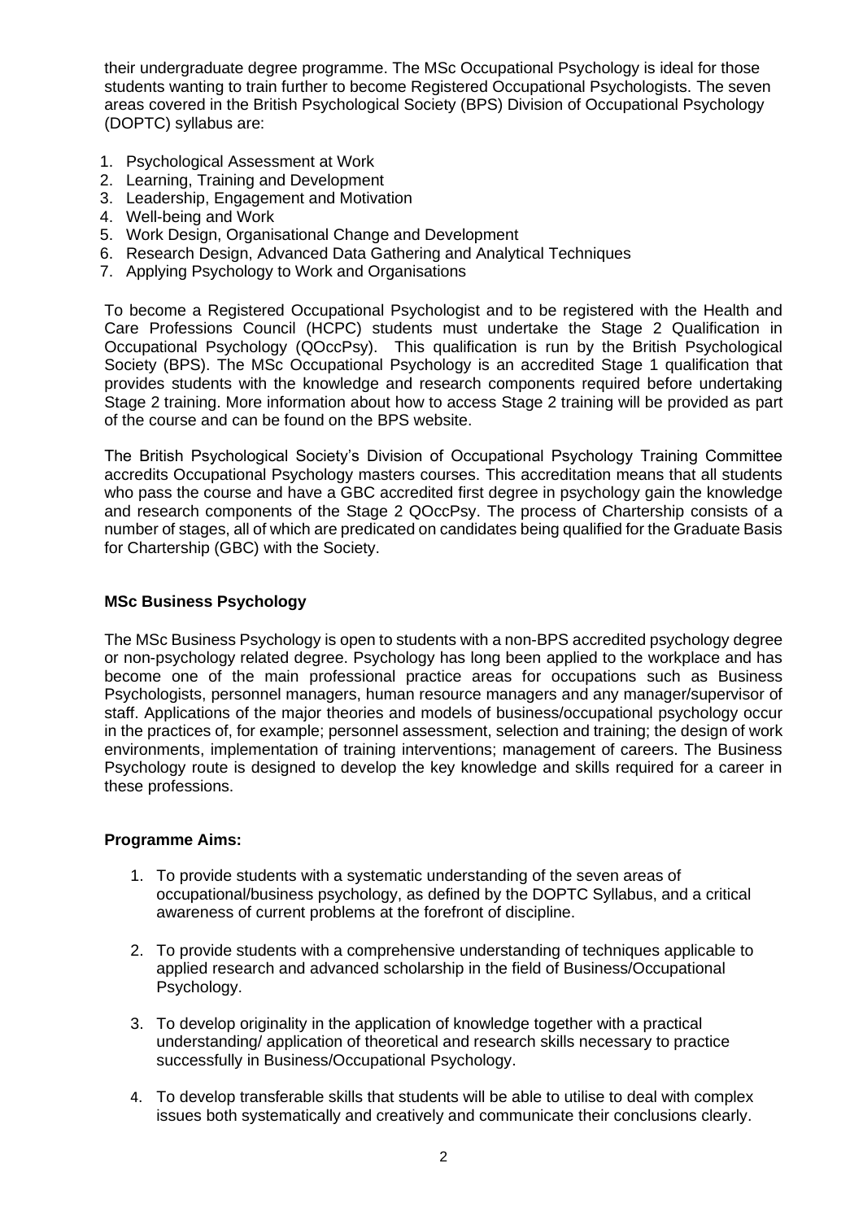their undergraduate degree programme. The MSc Occupational Psychology is ideal for those students wanting to train further to become Registered Occupational Psychologists. The seven areas covered in the British Psychological Society (BPS) Division of Occupational Psychology (DOPTC) syllabus are:

1. Psychological Assessment at Work
2. Learning, Training and Development
3. Leadership, Engagement and Motivation
4. Well-being and Work
5. Work Design, Organisational Change and Development
6. Research Design, Advanced Data Gathering and Analytical Techniques
7. Applying Psychology to Work and Organisations

To become a Registered Occupational Psychologist and to be registered with the Health and Care Professions Council (HCPC) students must undertake the Stage 2 Qualification in Occupational Psychology (QOccPsy). This qualification is run by the British Psychological Society (BPS). The MSc Occupational Psychology is an accredited Stage 1 qualification that provides students with the knowledge and research components required before undertaking Stage 2 training. More information about how to access Stage 2 training will be provided as part of the course and can be found on the BPS website.

The British Psychological Society's Division of Occupational Psychology Training Committee accredits Occupational Psychology masters courses. This accreditation means that all students who pass the course and have a GBC accredited first degree in psychology gain the knowledge and research components of the Stage 2 QOccPsy. The process of Chartership consists of a number of stages, all of which are predicated on candidates being qualified for the Graduate Basis for Chartership (GBC) with the Society.

**MSc Business Psychology**

The MSc Business Psychology is open to students with a non-BPS accredited psychology degree or non-psychology related degree. Psychology has long been applied to the workplace and has become one of the main professional practice areas for occupations such as Business Psychologists, personnel managers, human resource managers and any manager/supervisor of staff. Applications of the major theories and models of business/occupational psychology occur in the practices of, for example; personnel assessment, selection and training; the design of work environments, implementation of training interventions; management of careers. The Business Psychology route is designed to develop the key knowledge and skills required for a career in these professions.

**Programme Aims:**

1. To provide students with a systematic understanding of the seven areas of occupational/business psychology, as defined by the DOPTC Syllabus, and a critical awareness of current problems at the forefront of discipline.

2. To provide students with a comprehensive understanding of techniques applicable to applied research and advanced scholarship in the field of Business/Occupational Psychology.

3. To develop originality in the application of knowledge together with a practical understanding/ application of theoretical and research skills necessary to practice successfully in Business/Occupational Psychology.

4. To develop transferable skills that students will be able to utilise to deal with complex issues both systematically and creatively and communicate their conclusions clearly.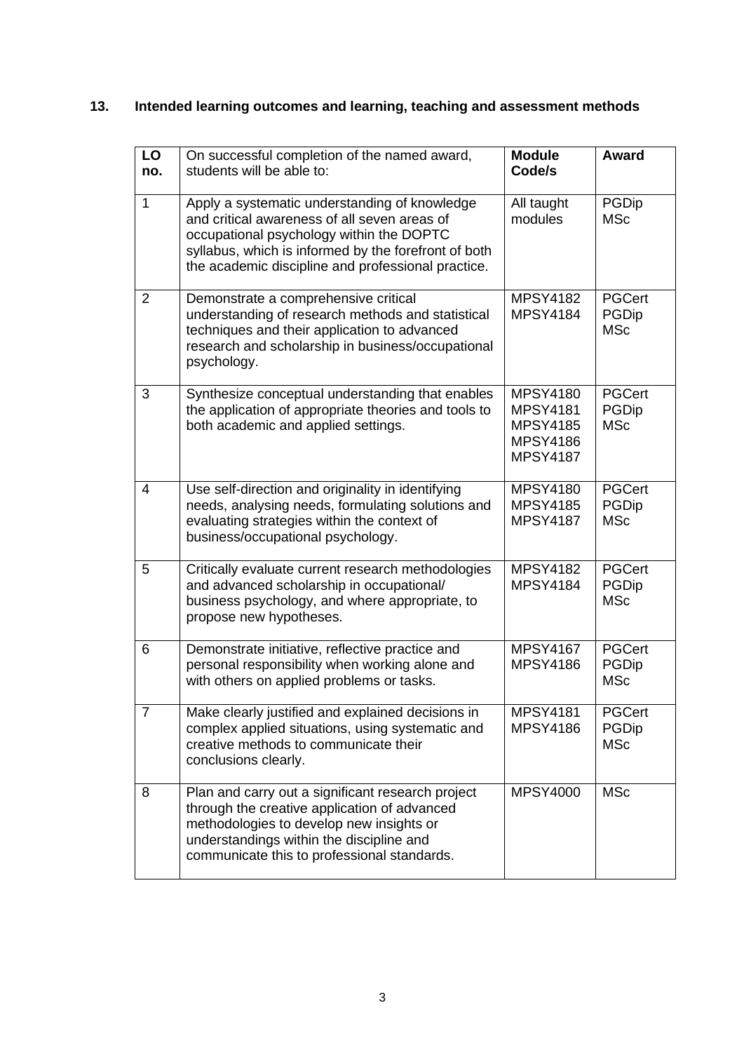## 13. Intended learning outcomes and learning, teaching and assessment methods

| LO no. | On successful completion of the named award, students will be able to: | Module Code/s | Award |
|---|---|---|---|
| 1 | Apply a systematic understanding of knowledge and critical awareness of all seven areas of occupational psychology within the DOPTC syllabus, which is informed by the forefront of both the academic discipline and professional practice. | All taught modules | PGDip MSc |
| 2 | Demonstrate a comprehensive critical understanding of research methods and statistical techniques and their application to advanced research and scholarship in business/occupational psychology. | MPSY4182 MPSY4184 | PGCert PGDip MSc |
| 3 | Synthesize conceptual understanding that enables the application of appropriate theories and tools to both academic and applied settings. | MPSY4180 MPSY4181 MPSY4185 MPSY4186 MPSY4187 | PGCert PGDip MSc |
| 4 | Use self-direction and originality in identifying needs, analysing needs, formulating solutions and evaluating strategies within the context of business/occupational psychology. | MPSY4180 MPSY4185 MPSY4187 | PGCert PGDip MSc |
| 5 | Critically evaluate current research methodologies and advanced scholarship in occupational/ business psychology, and where appropriate, to propose new hypotheses. | MPSY4182 MPSY4184 | PGCert PGDip MSc |
| 6 | Demonstrate initiative, reflective practice and personal responsibility when working alone and with others on applied problems or tasks. | MPSY4167 MPSY4186 | PGCert PGDip MSc |
| 7 | Make clearly justified and explained decisions in complex applied situations, using systematic and creative methods to communicate their conclusions clearly. | MPSY4181 MPSY4186 | PGCert PGDip MSc |
| 8 | Plan and carry out a significant research project through the creative application of advanced methodologies to develop new insights or understandings within the discipline and communicate this to professional standards. | MPSY4000 | MSc |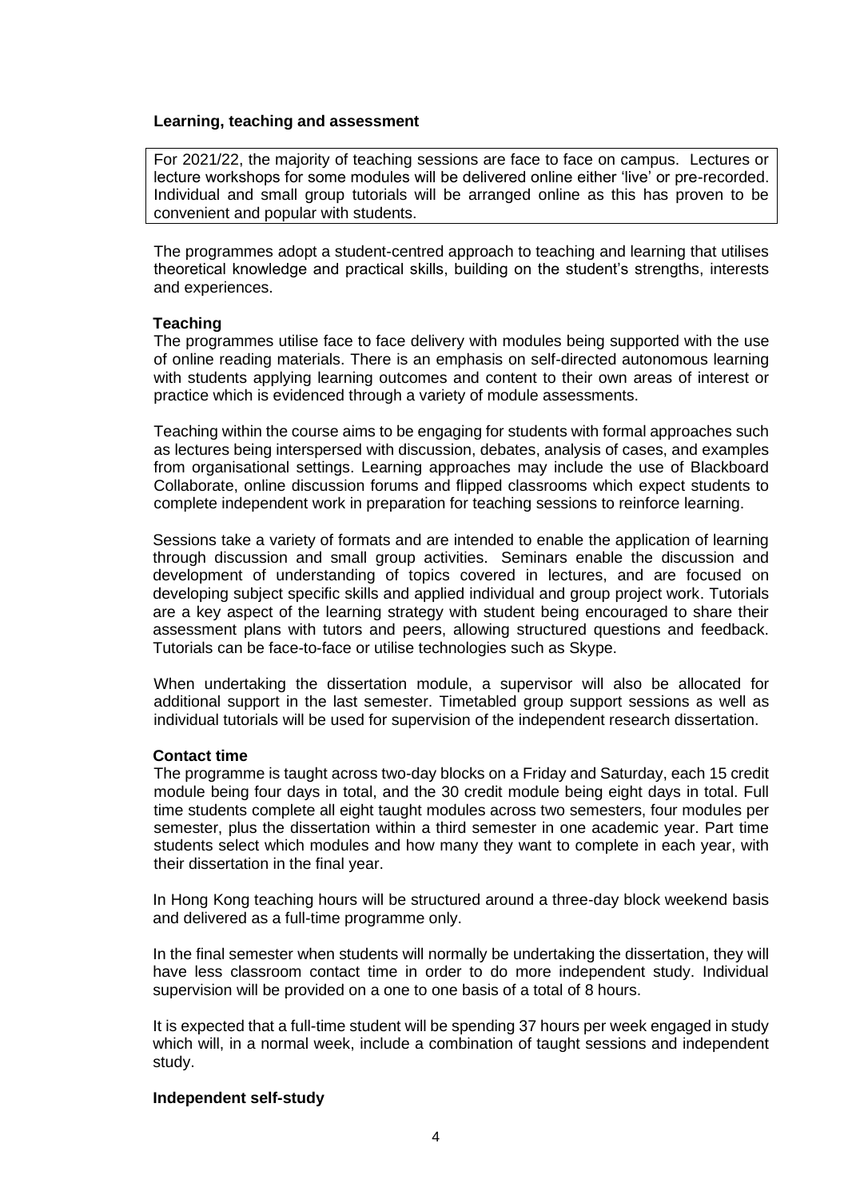**Learning, teaching and assessment**

For 2021/22, the majority of teaching sessions are face to face on campus. Lectures or lecture workshops for some modules will be delivered online either 'live' or pre-recorded. Individual and small group tutorials will be arranged online as this has proven to be convenient and popular with students.

The programmes adopt a student-centred approach to teaching and learning that utilises theoretical knowledge and practical skills, building on the student's strengths, interests and experiences.

**Teaching**

The programmes utilise face to face delivery with modules being supported with the use of online reading materials. There is an emphasis on self-directed autonomous learning with students applying learning outcomes and content to their own areas of interest or practice which is evidenced through a variety of module assessments.

Teaching within the course aims to be engaging for students with formal approaches such as lectures being interspersed with discussion, debates, analysis of cases, and examples from organisational settings. Learning approaches may include the use of Blackboard Collaborate, online discussion forums and flipped classrooms which expect students to complete independent work in preparation for teaching sessions to reinforce learning.

Sessions take a variety of formats and are intended to enable the application of learning through discussion and small group activities. Seminars enable the discussion and development of understanding of topics covered in lectures, and are focused on developing subject specific skills and applied individual and group project work. Tutorials are a key aspect of the learning strategy with student being encouraged to share their assessment plans with tutors and peers, allowing structured questions and feedback. Tutorials can be face-to-face or utilise technologies such as Skype.

When undertaking the dissertation module, a supervisor will also be allocated for additional support in the last semester. Timetabled group support sessions as well as individual tutorials will be used for supervision of the independent research dissertation.

**Contact time**

The programme is taught across two-day blocks on a Friday and Saturday, each 15 credit module being four days in total, and the 30 credit module being eight days in total. Full time students complete all eight taught modules across two semesters, four modules per semester, plus the dissertation within a third semester in one academic year. Part time students select which modules and how many they want to complete in each year, with their dissertation in the final year.

In Hong Kong teaching hours will be structured around a three-day block weekend basis and delivered as a full-time programme only.

In the final semester when students will normally be undertaking the dissertation, they will have less classroom contact time in order to do more independent study. Individual supervision will be provided on a one to one basis of a total of 8 hours.

It is expected that a full-time student will be spending 37 hours per week engaged in study which will, in a normal week, include a combination of taught sessions and independent study.

**Independent self-study**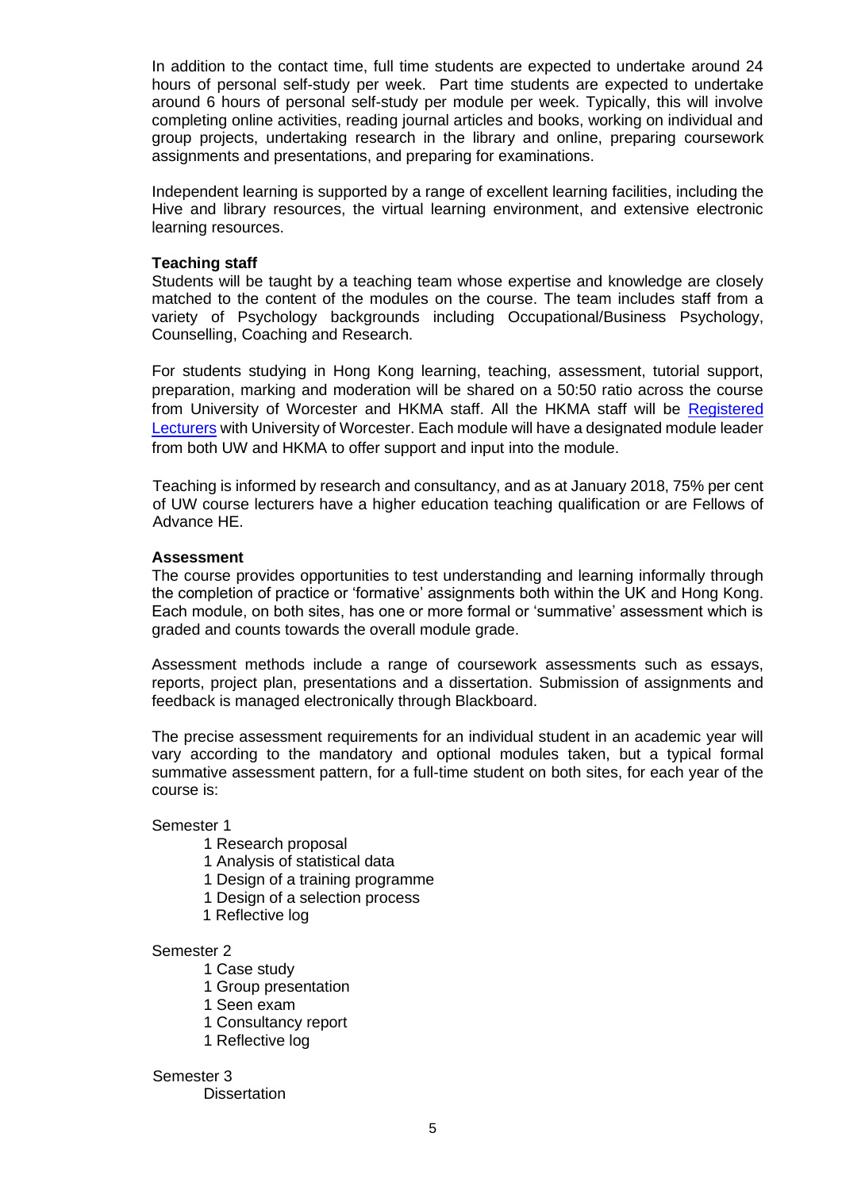In addition to the contact time, full time students are expected to undertake around 24 hours of personal self-study per week. Part time students are expected to undertake around 6 hours of personal self-study per module per week. Typically, this will involve completing online activities, reading journal articles and books, working on individual and group projects, undertaking research in the library and online, preparing coursework assignments and presentations, and preparing for examinations.

Independent learning is supported by a range of excellent learning facilities, including the Hive and library resources, the virtual learning environment, and extensive electronic learning resources.

**Teaching staff**
Students will be taught by a teaching team whose expertise and knowledge are closely matched to the content of the modules on the course. The team includes staff from a variety of Psychology backgrounds including Occupational/Business Psychology, Counselling, Coaching and Research.

For students studying in Hong Kong learning, teaching, assessment, tutorial support, preparation, marking and moderation will be shared on a 50:50 ratio across the course from University of Worcester and HKMA staff. All the HKMA staff will be Registered Lecturers with University of Worcester. Each module will have a designated module leader from both UW and HKMA to offer support and input into the module.

Teaching is informed by research and consultancy, and as at January 2018, 75% per cent of UW course lecturers have a higher education teaching qualification or are Fellows of Advance HE.

**Assessment**
The course provides opportunities to test understanding and learning informally through the completion of practice or 'formative' assignments both within the UK and Hong Kong. Each module, on both sites, has one or more formal or 'summative' assessment which is graded and counts towards the overall module grade.

Assessment methods include a range of coursework assessments such as essays, reports, project plan, presentations and a dissertation. Submission of assignments and feedback is managed electronically through Blackboard.

The precise assessment requirements for an individual student in an academic year will vary according to the mandatory and optional modules taken, but a typical formal summative assessment pattern, for a full-time student on both sites, for each year of the course is:

Semester 1
- 1 Research proposal
- 1 Analysis of statistical data
- 1 Design of a training programme
- 1 Design of a selection process
- 1 Reflective log

Semester 2
- 1 Case study
- 1 Group presentation
- 1 Seen exam
- 1 Consultancy report
- 1 Reflective log

Semester 3
- Dissertation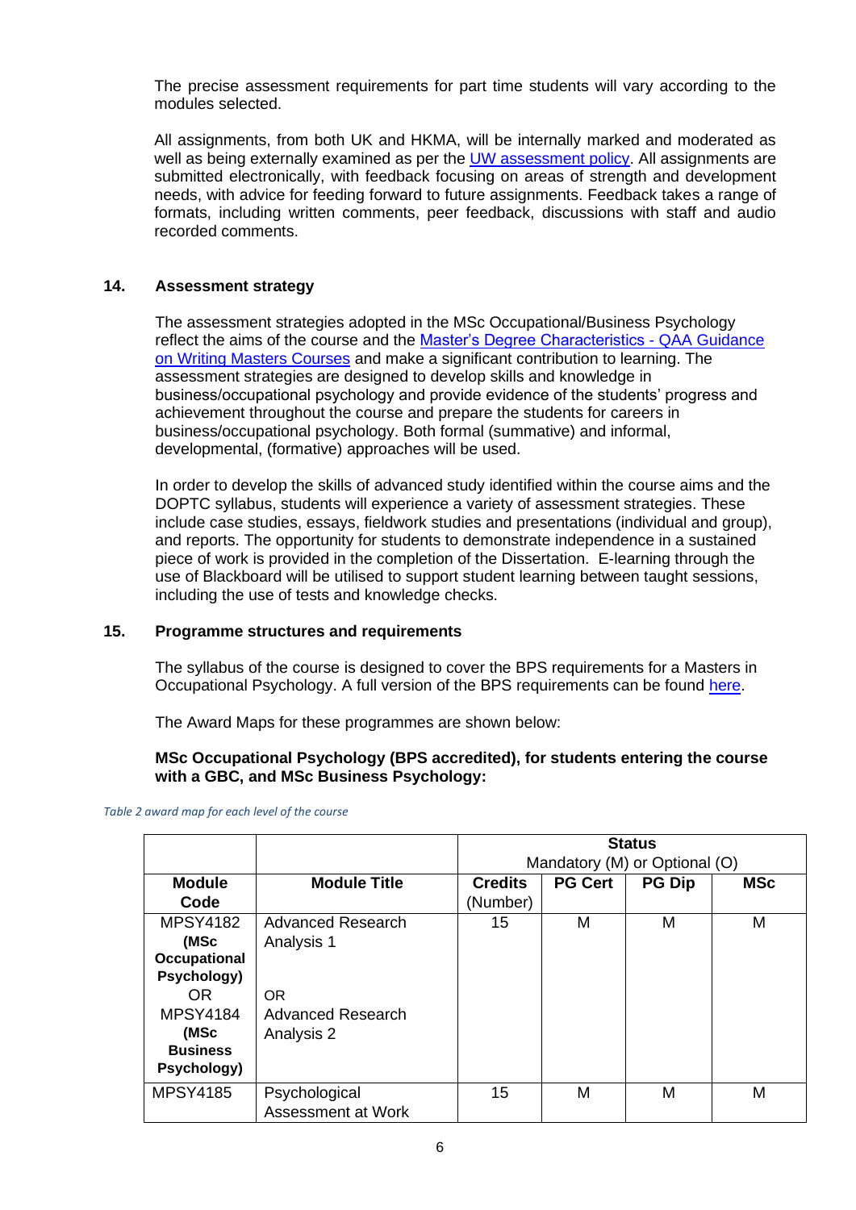The precise assessment requirements for part time students will vary according to the modules selected.

All assignments, from both UK and HKMA, will be internally marked and moderated as well as being externally examined as per the UW assessment policy. All assignments are submitted electronically, with feedback focusing on areas of strength and development needs, with advice for feeding forward to future assignments. Feedback takes a range of formats, including written comments, peer feedback, discussions with staff and audio recorded comments.

## 14. Assessment strategy

The assessment strategies adopted in the MSc Occupational/Business Psychology reflect the aims of the course and the Master's Degree Characteristics - QAA Guidance on Writing Masters Courses and make a significant contribution to learning. The assessment strategies are designed to develop skills and knowledge in business/occupational psychology and provide evidence of the students' progress and achievement throughout the course and prepare the students for careers in business/occupational psychology. Both formal (summative) and informal, developmental, (formative) approaches will be used.

In order to develop the skills of advanced study identified within the course aims and the DOPTC syllabus, students will experience a variety of assessment strategies. These include case studies, essays, fieldwork studies and presentations (individual and group), and reports. The opportunity for students to demonstrate independence in a sustained piece of work is provided in the completion of the Dissertation. E-learning through the use of Blackboard will be utilised to support student learning between taught sessions, including the use of tests and knowledge checks.

## 15. Programme structures and requirements

The syllabus of the course is designed to cover the BPS requirements for a Masters in Occupational Psychology. A full version of the BPS requirements can be found here.

The Award Maps for these programmes are shown below:

**MSc Occupational Psychology (BPS accredited), for students entering the course with a GBC, and MSc Business Psychology:**

*Table 2 award map for each level of the course*

| | | **Status** Mandatory (M) or Optional (O) | | | |
|---|---|---|---|---|---|
| **Module Code** | **Module Title** | **Credits** (Number) | **PG Cert** | **PG Dip** | **MSc** |
| MPSY4182 **(MSc Occupational Psychology)** OR MPSY4184 **(MSc Business Psychology)** | Advanced Research Analysis 1 OR Advanced Research Analysis 2 | 15 | M | M | M |
| MPSY4185 | Psychological Assessment at Work | 15 | M | M | M |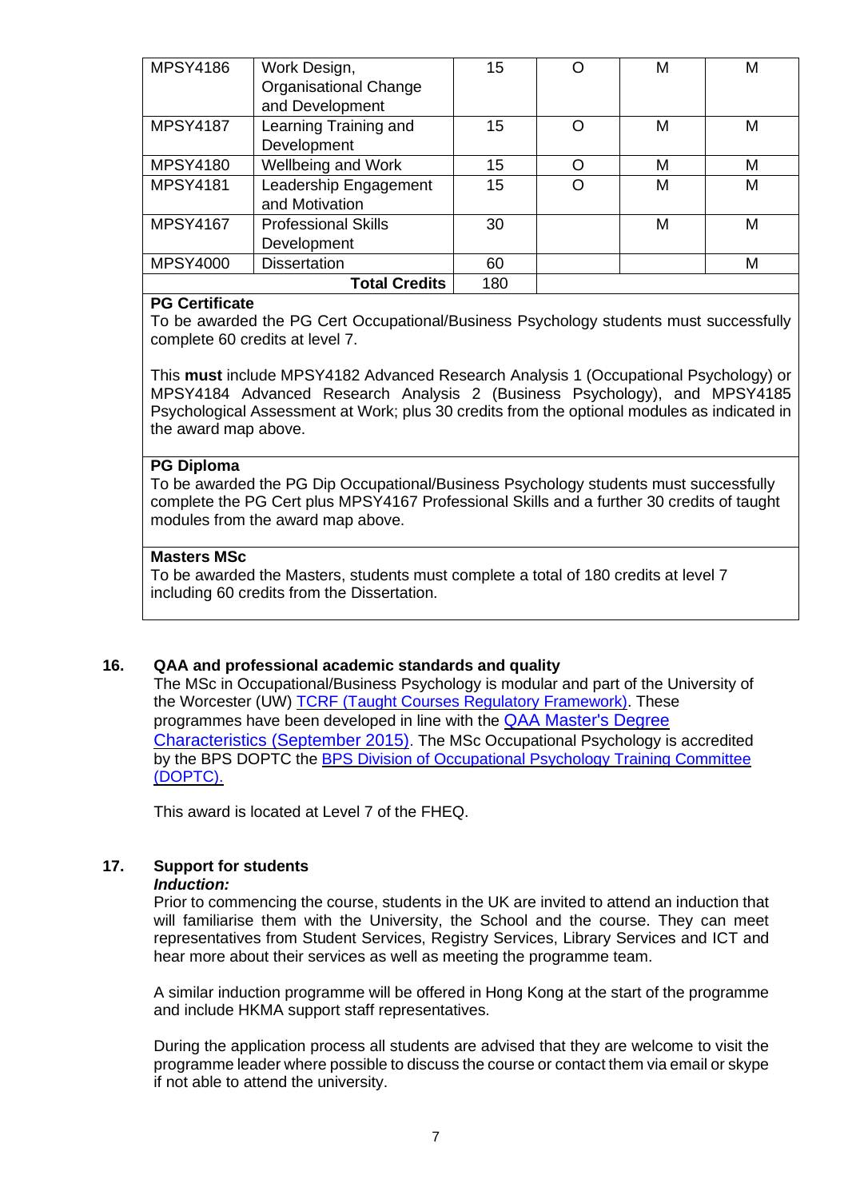| | | | | | |
|---|---|---|---|---|---|
| MPSY4186 | Work Design, Organisational Change and Development | 15 | O | M | M |
| MPSY4187 | Learning Training and Development | 15 | O | M | M |
| MPSY4180 | Wellbeing and Work | 15 | O | M | M |
| MPSY4181 | Leadership Engagement and Motivation | 15 | O | M | M |
| MPSY4167 | Professional Skills Development | 30 | | M | M |
| MPSY4000 | Dissertation | 60 | | | M |
| | **Total Credits** | 180 | | | |

**PG Certificate**
To be awarded the PG Cert Occupational/Business Psychology students must successfully complete 60 credits at level 7.

This **must** include MPSY4182 Advanced Research Analysis 1 (Occupational Psychology) or MPSY4184 Advanced Research Analysis 2 (Business Psychology), and MPSY4185 Psychological Assessment at Work; plus 30 credits from the optional modules as indicated in the award map above.

**PG Diploma**
To be awarded the PG Dip Occupational/Business Psychology students must successfully complete the PG Cert plus MPSY4167 Professional Skills and a further 30 credits of taught modules from the award map above.

**Masters MSc**
To be awarded the Masters, students must complete a total of 180 credits at level 7 including 60 credits from the Dissertation.

## 16. QAA and professional academic standards and quality

The MSc in Occupational/Business Psychology is modular and part of the University of the Worcester (UW) TCRF (Taught Courses Regulatory Framework). These programmes have been developed in line with the QAA Master's Degree Characteristics (September 2015). The MSc Occupational Psychology is accredited by the BPS DOPTC the BPS Division of Occupational Psychology Training Committee (DOPTC).

This award is located at Level 7 of the FHEQ.

## 17. Support for students

***Induction:***

Prior to commencing the course, students in the UK are invited to attend an induction that will familiarise them with the University, the School and the course. They can meet representatives from Student Services, Registry Services, Library Services and ICT and hear more about their services as well as meeting the programme team.

A similar induction programme will be offered in Hong Kong at the start of the programme and include HKMA support staff representatives.

During the application process all students are advised that they are welcome to visit the programme leader where possible to discuss the course or contact them via email or skype if not able to attend the university.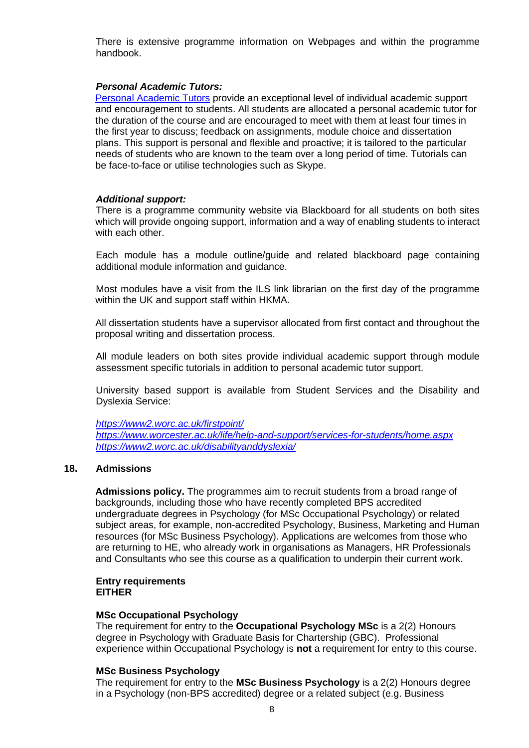There is extensive programme information on Webpages and within the programme handbook.

***Personal Academic Tutors:***

Personal Academic Tutors provide an exceptional level of individual academic support and encouragement to students. All students are allocated a personal academic tutor for the duration of the course and are encouraged to meet with them at least four times in the first year to discuss; feedback on assignments, module choice and dissertation plans. This support is personal and flexible and proactive; it is tailored to the particular needs of students who are known to the team over a long period of time. Tutorials can be face-to-face or utilise technologies such as Skype.

***Additional support:***

There is a programme community website via Blackboard for all students on both sites which will provide ongoing support, information and a way of enabling students to interact with each other.

Each module has a module outline/guide and related blackboard page containing additional module information and guidance.

Most modules have a visit from the ILS link librarian on the first day of the programme within the UK and support staff within HKMA.

All dissertation students have a supervisor allocated from first contact and throughout the proposal writing and dissertation process.

All module leaders on both sites provide individual academic support through module assessment specific tutorials in addition to personal academic tutor support.

University based support is available from Student Services and the Disability and Dyslexia Service:

*https://www2.worc.ac.uk/firstpoint/*
*https://www.worcester.ac.uk/life/help-and-support/services-for-students/home.aspx*
*https://www2.worc.ac.uk/disabilityanddyslexia/*

## 18. Admissions

**Admissions policy.** The programmes aim to recruit students from a broad range of backgrounds, including those who have recently completed BPS accredited undergraduate degrees in Psychology (for MSc Occupational Psychology) or related subject areas, for example, non-accredited Psychology, Business, Marketing and Human resources (for MSc Business Psychology). Applications are welcomes from those who are returning to HE, who already work in organisations as Managers, HR Professionals and Consultants who see this course as a qualification to underpin their current work.

**Entry requirements**
**EITHER**

**MSc Occupational Psychology**
The requirement for entry to the **Occupational Psychology MSc** is a 2(2) Honours degree in Psychology with Graduate Basis for Chartership (GBC). Professional experience within Occupational Psychology is **not** a requirement for entry to this course.

**MSc Business Psychology**
The requirement for entry to the **MSc Business Psychology** is a 2(2) Honours degree in a Psychology (non-BPS accredited) degree or a related subject (e.g. Business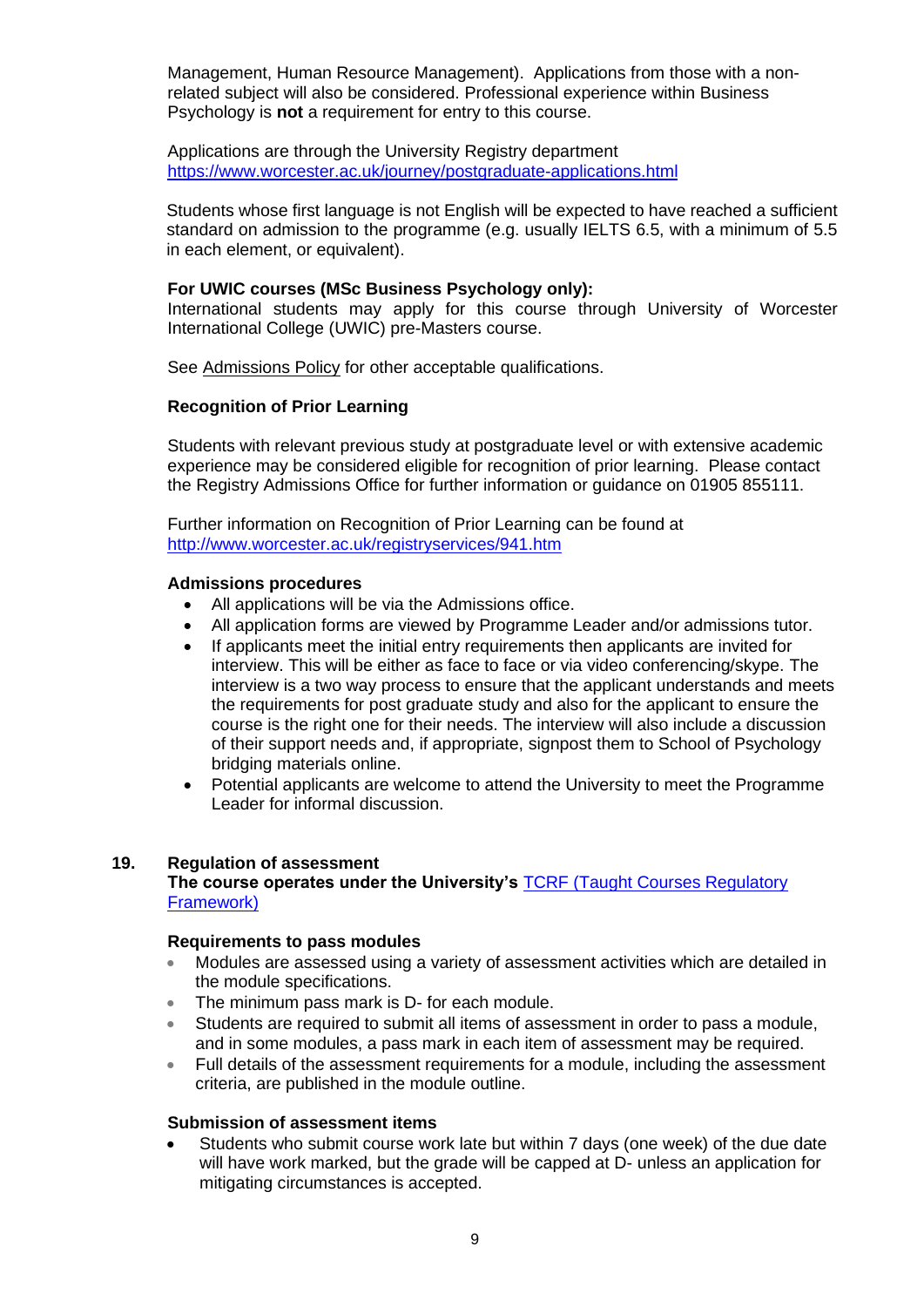Management, Human Resource Management). Applications from those with a non-related subject will also be considered. Professional experience within Business Psychology is **not** a requirement for entry to this course.

Applications are through the University Registry department https://www.worcester.ac.uk/journey/postgraduate-applications.html

Students whose first language is not English will be expected to have reached a sufficient standard on admission to the programme (e.g. usually IELTS 6.5, with a minimum of 5.5 in each element, or equivalent).

**For UWIC courses (MSc Business Psychology only):**
International students may apply for this course through University of Worcester International College (UWIC) pre-Masters course.

See Admissions Policy for other acceptable qualifications.

**Recognition of Prior Learning**

Students with relevant previous study at postgraduate level or with extensive academic experience may be considered eligible for recognition of prior learning. Please contact the Registry Admissions Office for further information or guidance on 01905 855111.

Further information on Recognition of Prior Learning can be found at http://www.worcester.ac.uk/registryservices/941.htm

**Admissions procedures**

- All applications will be via the Admissions office.
- All application forms are viewed by Programme Leader and/or admissions tutor.
- If applicants meet the initial entry requirements then applicants are invited for interview. This will be either as face to face or via video conferencing/skype. The interview is a two way process to ensure that the applicant understands and meets the requirements for post graduate study and also for the applicant to ensure the course is the right one for their needs. The interview will also include a discussion of their support needs and, if appropriate, signpost them to School of Psychology bridging materials online.
- Potential applicants are welcome to attend the University to meet the Programme Leader for informal discussion.

## 19. Regulation of assessment

**The course operates under the University's** TCRF (Taught Courses Regulatory Framework)

**Requirements to pass modules**

- Modules are assessed using a variety of assessment activities which are detailed in the module specifications.
- The minimum pass mark is D- for each module.
- Students are required to submit all items of assessment in order to pass a module, and in some modules, a pass mark in each item of assessment may be required.
- Full details of the assessment requirements for a module, including the assessment criteria, are published in the module outline.

**Submission of assessment items**

- Students who submit course work late but within 7 days (one week) of the due date will have work marked, but the grade will be capped at D- unless an application for mitigating circumstances is accepted.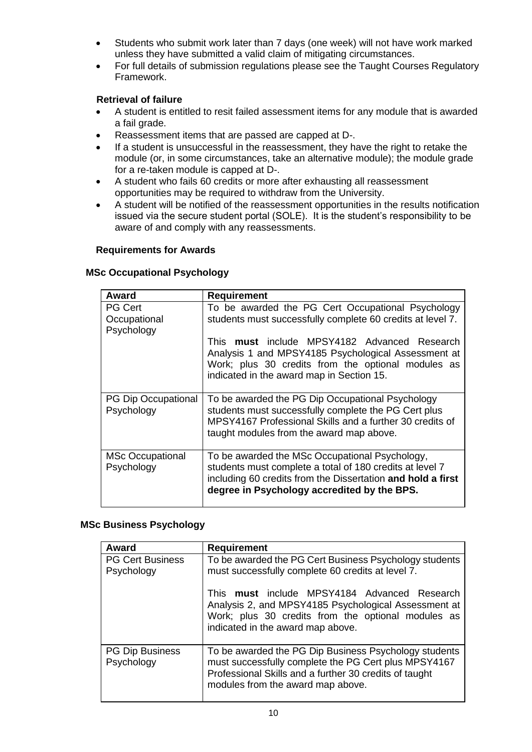- Students who submit work later than 7 days (one week) will not have work marked unless they have submitted a valid claim of mitigating circumstances.
- For full details of submission regulations please see the Taught Courses Regulatory Framework.

**Retrieval of failure**

- A student is entitled to resit failed assessment items for any module that is awarded a fail grade.
- Reassessment items that are passed are capped at D-.
- If a student is unsuccessful in the reassessment, they have the right to retake the module (or, in some circumstances, take an alternative module); the module grade for a re-taken module is capped at D-.
- A student who fails 60 credits or more after exhausting all reassessment opportunities may be required to withdraw from the University.
- A student will be notified of the reassessment opportunities in the results notification issued via the secure student portal (SOLE). It is the student's responsibility to be aware of and comply with any reassessments.

**Requirements for Awards**

**MSc Occupational Psychology**

| Award | Requirement |
|---|---|
| PG Cert Occupational Psychology | To be awarded the PG Cert Occupational Psychology students must successfully complete 60 credits at level 7.<br><br>This **must** include MPSY4182 Advanced Research Analysis 1 and MPSY4185 Psychological Assessment at Work; plus 30 credits from the optional modules as indicated in the award map in Section 15. |
| PG Dip Occupational Psychology | To be awarded the PG Dip Occupational Psychology students must successfully complete the PG Cert plus MPSY4167 Professional Skills and a further 30 credits of taught modules from the award map above. |
| MSc Occupational Psychology | To be awarded the MSc Occupational Psychology, students must complete a total of 180 credits at level 7 including 60 credits from the Dissertation **and hold a first degree in Psychology accredited by the BPS.** |

**MSc Business Psychology**

| Award | Requirement |
|---|---|
| PG Cert Business Psychology | To be awarded the PG Cert Business Psychology students must successfully complete 60 credits at level 7.<br><br>This **must** include MPSY4184 Advanced Research Analysis 2, and MPSY4185 Psychological Assessment at Work; plus 30 credits from the optional modules as indicated in the award map above. |
| PG Dip Business Psychology | To be awarded the PG Dip Business Psychology students must successfully complete the PG Cert plus MPSY4167 Professional Skills and a further 30 credits of taught modules from the award map above. |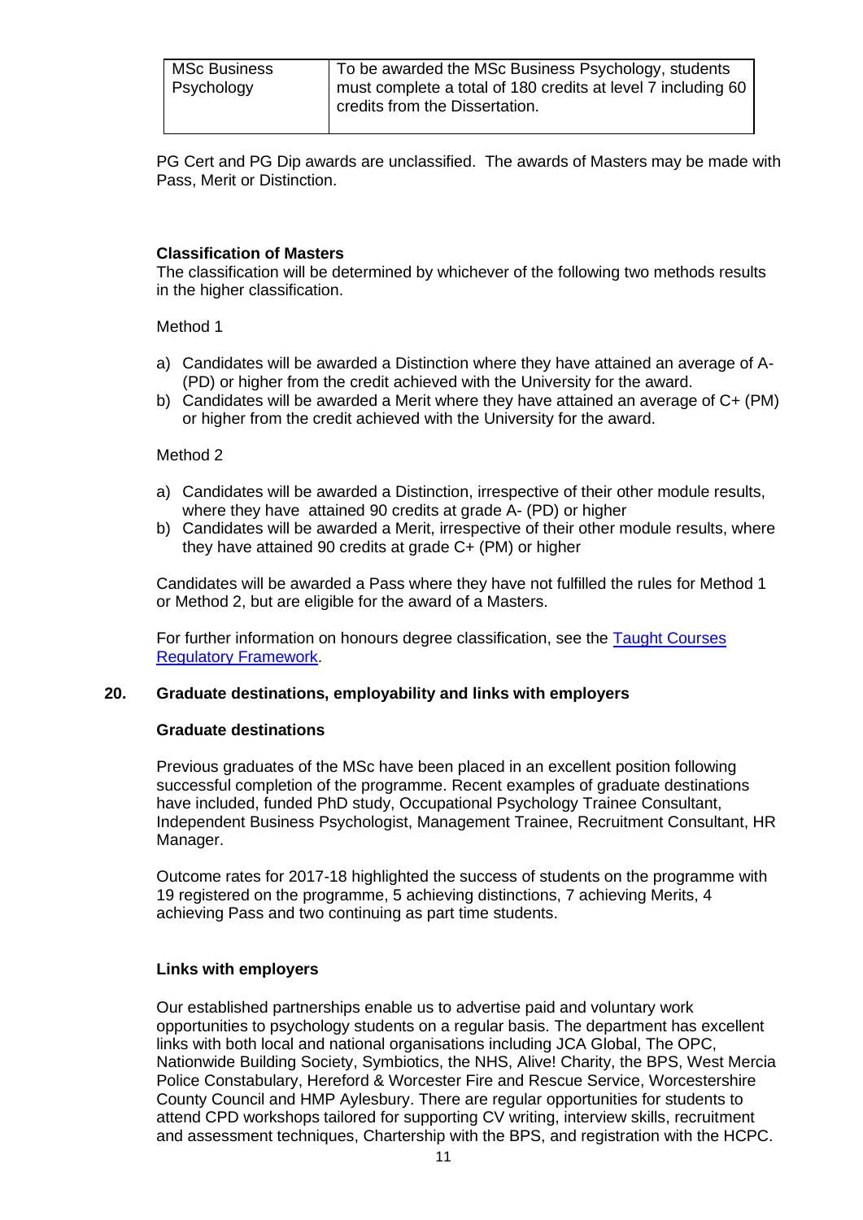| MSc Business Psychology | To be awarded the MSc Business Psychology, students must complete a total of 180 credits at level 7 including 60 credits from the Dissertation. |
|---|---|

PG Cert and PG Dip awards are unclassified. The awards of Masters may be made with Pass, Merit or Distinction.

**Classification of Masters**

The classification will be determined by whichever of the following two methods results in the higher classification.

Method 1

a) Candidates will be awarded a Distinction where they have attained an average of A- (PD) or higher from the credit achieved with the University for the award.
b) Candidates will be awarded a Merit where they have attained an average of C+ (PM) or higher from the credit achieved with the University for the award.

Method 2

a) Candidates will be awarded a Distinction, irrespective of their other module results, where they have attained 90 credits at grade A- (PD) or higher
b) Candidates will be awarded a Merit, irrespective of their other module results, where they have attained 90 credits at grade C+ (PM) or higher

Candidates will be awarded a Pass where they have not fulfilled the rules for Method 1 or Method 2, but are eligible for the award of a Masters.

For further information on honours degree classification, see the [Taught Courses Regulatory Framework](Taught Courses Regulatory Framework).

## 20. Graduate destinations, employability and links with employers

### Graduate destinations

Previous graduates of the MSc have been placed in an excellent position following successful completion of the programme. Recent examples of graduate destinations have included, funded PhD study, Occupational Psychology Trainee Consultant, Independent Business Psychologist, Management Trainee, Recruitment Consultant, HR Manager.

Outcome rates for 2017-18 highlighted the success of students on the programme with 19 registered on the programme, 5 achieving distinctions, 7 achieving Merits, 4 achieving Pass and two continuing as part time students.

### Links with employers

Our established partnerships enable us to advertise paid and voluntary work opportunities to psychology students on a regular basis. The department has excellent links with both local and national organisations including JCA Global, The OPC, Nationwide Building Society, Symbiotics, the NHS, Alive! Charity, the BPS, West Mercia Police Constabulary, Hereford & Worcester Fire and Rescue Service, Worcestershire County Council and HMP Aylesbury. There are regular opportunities for students to attend CPD workshops tailored for supporting CV writing, interview skills, recruitment and assessment techniques, Chartership with the BPS, and registration with the HCPC.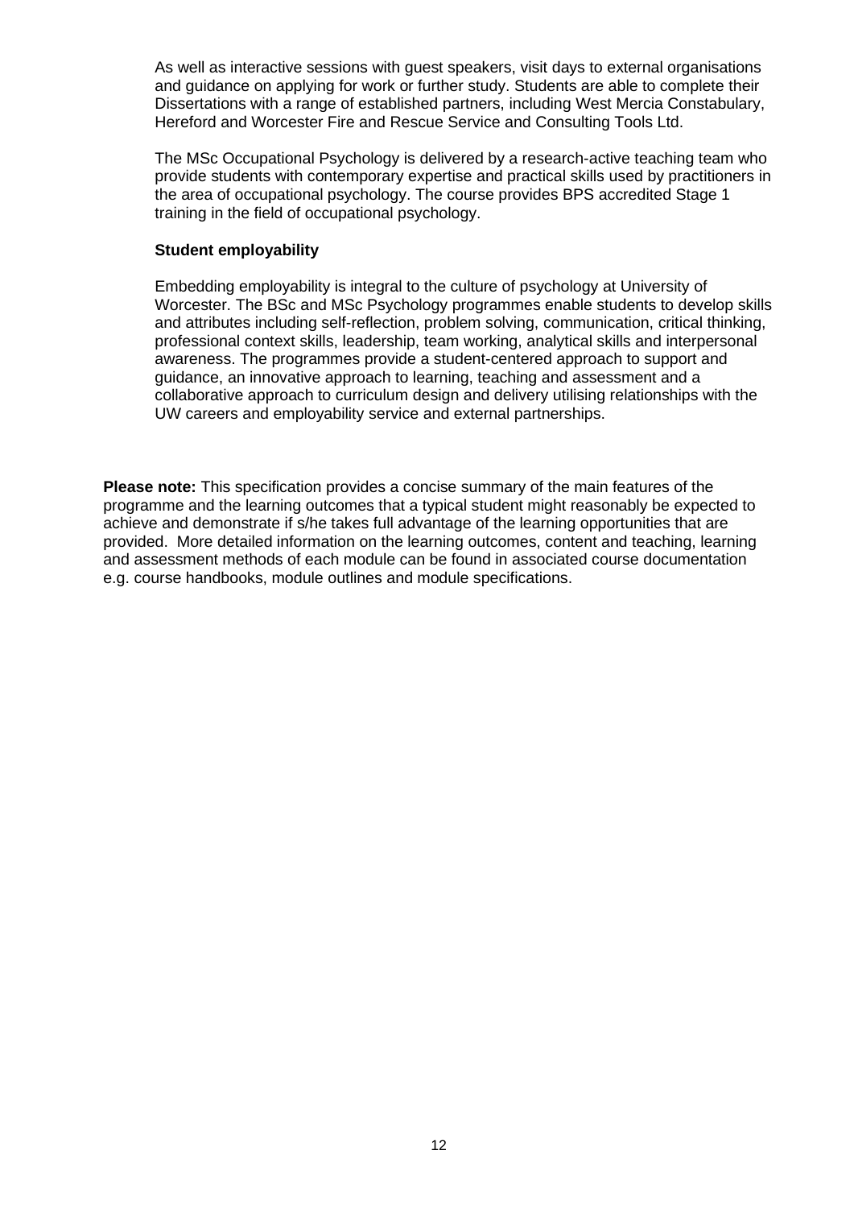As well as interactive sessions with guest speakers, visit days to external organisations and guidance on applying for work or further study. Students are able to complete their Dissertations with a range of established partners, including West Mercia Constabulary, Hereford and Worcester Fire and Rescue Service and Consulting Tools Ltd.

The MSc Occupational Psychology is delivered by a research-active teaching team who provide students with contemporary expertise and practical skills used by practitioners in the area of occupational psychology. The course provides BPS accredited Stage 1 training in the field of occupational psychology.

**Student employability**

Embedding employability is integral to the culture of psychology at University of Worcester. The BSc and MSc Psychology programmes enable students to develop skills and attributes including self-reflection, problem solving, communication, critical thinking, professional context skills, leadership, team working, analytical skills and interpersonal awareness. The programmes provide a student-centered approach to support and guidance, an innovative approach to learning, teaching and assessment and a collaborative approach to curriculum design and delivery utilising relationships with the UW careers and employability service and external partnerships.

**Please note:** This specification provides a concise summary of the main features of the programme and the learning outcomes that a typical student might reasonably be expected to achieve and demonstrate if s/he takes full advantage of the learning opportunities that are provided. More detailed information on the learning outcomes, content and teaching, learning and assessment methods of each module can be found in associated course documentation e.g. course handbooks, module outlines and module specifications.